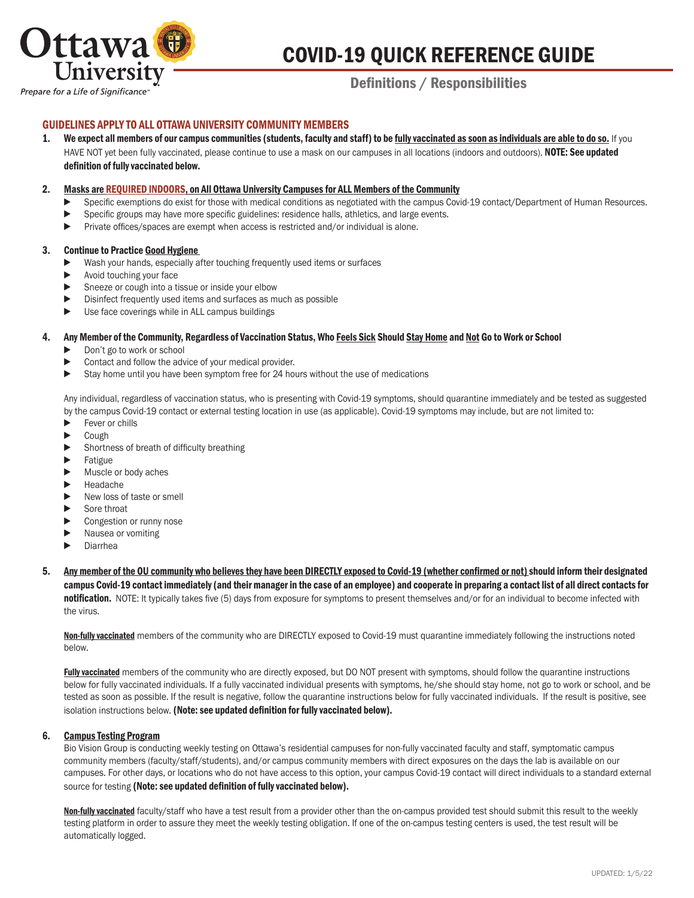Ottawa University
*Prepare for a Life of Significance™*

# COVID-19 QUICK REFERENCE GUIDE

## Definitions / Responsibilities

### GUIDELINES APPLY TO ALL OTTAWA UNIVERSITY COMMUNITY MEMBERS

1. **We expect all members of our campus communities (students, faculty and staff) to be fully vaccinated as soon as individuals are able to do so.** If you HAVE NOT yet been fully vaccinated, please continue to use a mask on our campuses in all locations (indoors and outdoors). **NOTE: See updated definition of fully vaccinated below.**

2. **Masks are REQUIRED INDOORS, on All Ottawa University Campuses for ALL Members of the Community**
   - Specific exemptions do exist for those with medical conditions as negotiated with the campus Covid-19 contact/Department of Human Resources.
   - Specific groups may have more specific guidelines: residence halls, athletics, and large events.
   - Private offices/spaces are exempt when access is restricted and/or individual is alone.

3. **Continue to Practice Good Hygiene**
   - Wash your hands, especially after touching frequently used items or surfaces
   - Avoid touching your face
   - Sneeze or cough into a tissue or inside your elbow
   - Disinfect frequently used items and surfaces as much as possible
   - Use face coverings while in ALL campus buildings

4. **Any Member of the Community, Regardless of Vaccination Status, Who Feels Sick Should Stay Home and Not Go to Work or School**
   - Don't go to work or school
   - Contact and follow the advice of your medical provider.
   - Stay home until you have been symptom free for 24 hours without the use of medications

   Any individual, regardless of vaccination status, who is presenting with Covid-19 symptoms, should quarantine immediately and be tested as suggested by the campus Covid-19 contact or external testing location in use (as applicable). Covid-19 symptoms may include, but are not limited to:
   - Fever or chills
   - Cough
   - Shortness of breath of difficulty breathing
   - Fatigue
   - Muscle or body aches
   - Headache
   - New loss of taste or smell
   - Sore throat
   - Congestion or runny nose
   - Nausea or vomiting
   - Diarrhea

5. **Any member of the OU community who believes they have been DIRECTLY exposed to Covid-19 (whether confirmed or not) should inform their designated campus Covid-19 contact immediately (and their manager in the case of an employee) and cooperate in preparing a contact list of all direct contacts for notification.** NOTE: It typically takes five (5) days from exposure for symptoms to present themselves and/or for an individual to become infected with the virus.

   **Non-fully vaccinated** members of the community who are DIRECTLY exposed to Covid-19 must quarantine immediately following the instructions noted below.

   **Fully vaccinated** members of the community who are directly exposed, but DO NOT present with symptoms, should follow the quarantine instructions below for fully vaccinated individuals. If a fully vaccinated individual presents with symptoms, he/she should stay home, not go to work or school, and be tested as soon as possible. If the result is negative, follow the quarantine instructions below for fully vaccinated individuals. If the result is positive, see isolation instructions below. **(Note: see updated definition for fully vaccinated below).**

6. **Campus Testing Program**

   Bio Vision Group is conducting weekly testing on Ottawa's residential campuses for non-fully vaccinated faculty and staff, symptomatic campus community members (faculty/staff/students), and/or campus community members with direct exposures on the days the lab is available on our campuses. For other days, or locations who do not have access to this option, your campus Covid-19 contact will direct individuals to a standard external source for testing **(Note: see updated definition of fully vaccinated below).**

   **Non-fully vaccinated** faculty/staff who have a test result from a provider other than the on-campus provided test should submit this result to the weekly testing platform in order to assure they meet the weekly testing obligation. If one of the on-campus testing centers is used, the test result will be automatically logged.

UPDATED: 1/5/22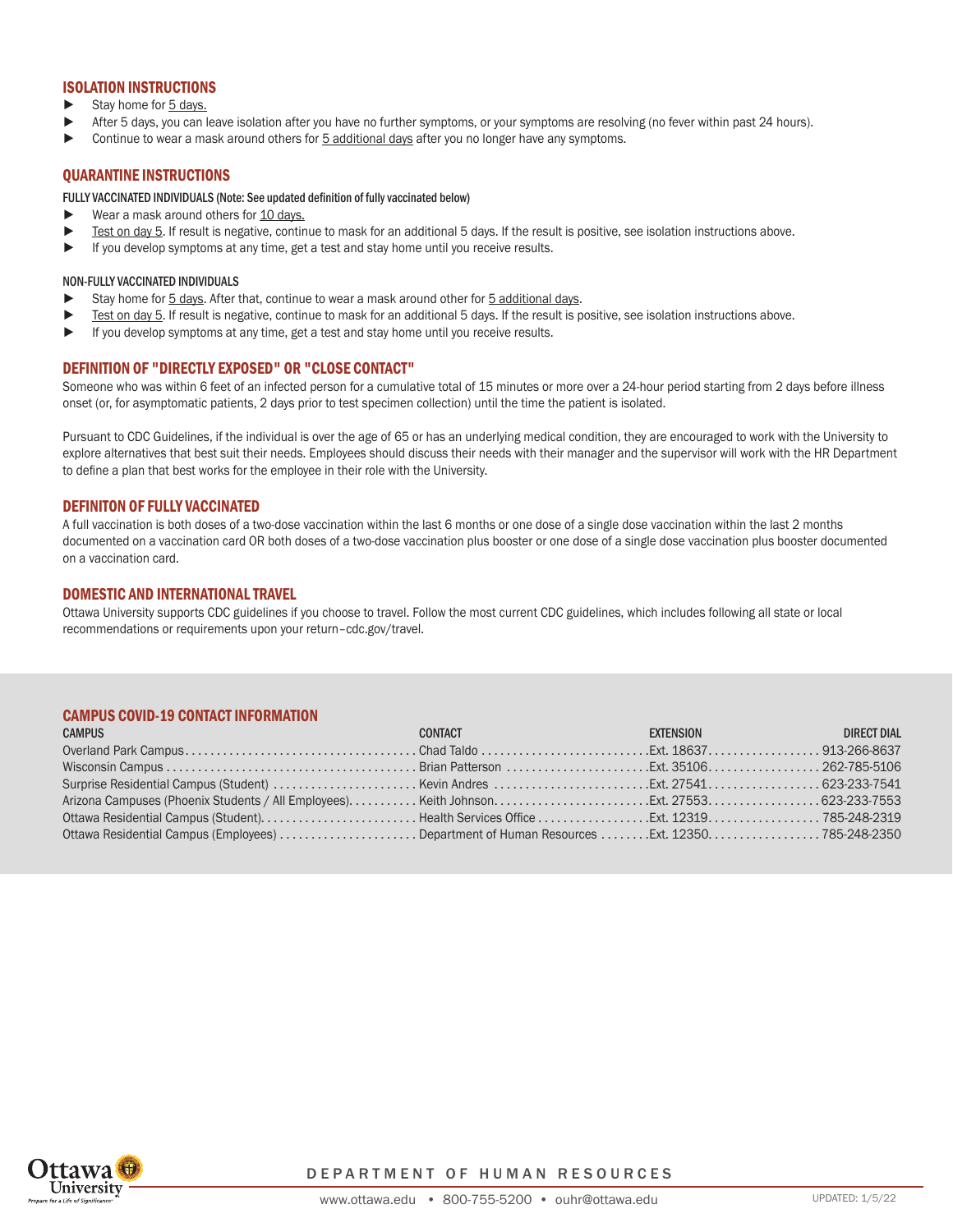## ISOLATION INSTRUCTIONS

- Stay home for 5 days.
- After 5 days, you can leave isolation after you have no further symptoms, or your symptoms are resolving (no fever within past 24 hours).
- Continue to wear a mask around others for 5 additional days after you no longer have any symptoms.

## QUARANTINE INSTRUCTIONS

FULLY VACCINATED INDIVIDUALS (Note: See updated definition of fully vaccinated below)

- Wear a mask around others for 10 days.
- Test on day 5. If result is negative, continue to mask for an additional 5 days. If the result is positive, see isolation instructions above.
- If you develop symptoms at any time, get a test and stay home until you receive results.

NON-FULLY VACCINATED INDIVIDUALS

- Stay home for 5 days. After that, continue to wear a mask around other for 5 additional days.
- Test on day 5. If result is negative, continue to mask for an additional 5 days. If the result is positive, see isolation instructions above.
- If you develop symptoms at any time, get a test and stay home until you receive results.

## DEFINITION OF "DIRECTLY EXPOSED" OR "CLOSE CONTACT"

Someone who was within 6 feet of an infected person for a cumulative total of 15 minutes or more over a 24-hour period starting from 2 days before illness onset (or, for asymptomatic patients, 2 days prior to test specimen collection) until the time the patient is isolated.

Pursuant to CDC Guidelines, if the individual is over the age of 65 or has an underlying medical condition, they are encouraged to work with the University to explore alternatives that best suit their needs. Employees should discuss their needs with their manager and the supervisor will work with the HR Department to define a plan that best works for the employee in their role with the University.

## DEFINITON OF FULLY VACCINATED

A full vaccination is both doses of a two-dose vaccination within the last 6 months or one dose of a single dose vaccination within the last 2 months documented on a vaccination card OR both doses of a two-dose vaccination plus booster or one dose of a single dose vaccination plus booster documented on a vaccination card.

## DOMESTIC AND INTERNATIONAL TRAVEL

Ottawa University supports CDC guidelines if you choose to travel. Follow the most current CDC guidelines, which includes following all state or local recommendations or requirements upon your return–cdc.gov/travel.

## CAMPUS COVID-19 CONTACT INFORMATION

| CAMPUS | CONTACT | EXTENSION | DIRECT DIAL |
|---|---|---|---|
| Overland Park Campus | Chad Taldo | Ext. 18637 | 913-266-8637 |
| Wisconsin Campus | Brian Patterson | Ext. 35106 | 262-785-5106 |
| Surprise Residential Campus (Student) | Kevin Andres | Ext. 27541 | 623-233-7541 |
| Arizona Campuses (Phoenix Students / All Employees) | Keith Johnson | Ext. 27553 | 623-233-7553 |
| Ottawa Residential Campus (Student) | Health Services Office | Ext. 12319 | 785-248-2319 |
| Ottawa Residential Campus (Employees) | Department of Human Resources | Ext. 12350 | 785-248-2350 |

Ottawa University
Prepare for a Life of Significance

DEPARTMENT OF HUMAN RESOURCES

www.ottawa.edu • 800-755-5200 • ouhr@ottawa.edu

UPDATED: 1/5/22